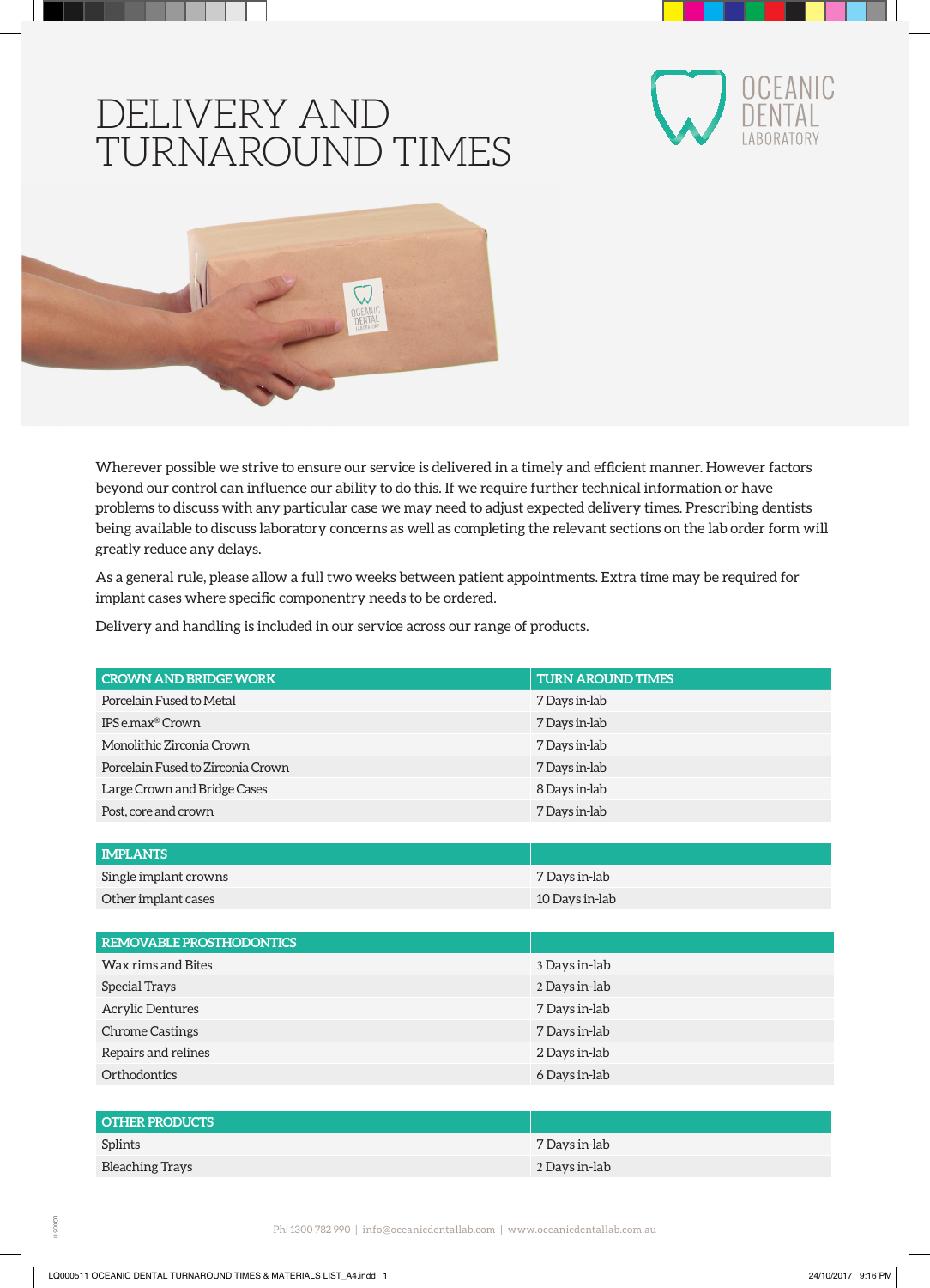# DELIVERY AND TURNAROUND TIMES

OCEANIC DENTAL LABORATORY

Wherever possible we strive to ensure our service is delivered in a timely and efficient manner. However factors beyond our control can influence our ability to do this. If we require further technical information or have problems to discuss with any particular case we may need to adjust expected delivery times. Prescribing dentists being available to discuss laboratory concerns as well as completing the relevant sections on the lab order form will greatly reduce any delays.

As a general rule, please allow a full two weeks between patient appointments. Extra time may be required for implant cases where specific componentry needs to be ordered.

Delivery and handling is included in our service across our range of products.

| CROWN AND BRIDGE WORK | TURN AROUND TIMES |
|---|---|
| Porcelain Fused to Metal | 7 Days in-lab |
| IPS e.max® Crown | 7 Days in-lab |
| Monolithic Zirconia Crown | 7 Days in-lab |
| Porcelain Fused to Zirconia Crown | 7 Days in-lab |
| Large Crown and Bridge Cases | 8 Days in-lab |
| Post, core and crown | 7 Days in-lab |

| IMPLANTS | |
|---|---|
| Single implant crowns | 7 Days in-lab |
| Other implant cases | 10 Days in-lab |

| REMOVABLE PROSTHODONTICS | |
|---|---|
| Wax rims and Bites | 3 Days in-lab |
| Special Trays | 2 Days in-lab |
| Acrylic Dentures | 7 Days in-lab |
| Chrome Castings | 7 Days in-lab |
| Repairs and relines | 2 Days in-lab |
| Orthodontics | 6 Days in-lab |

| OTHER PRODUCTS | |
|---|---|
| Splints | 7 Days in-lab |
| Bleaching Trays | 2 Days in-lab |

Ph: 1300 782 990 | info@oceanicdentallab.com | www.oceanicdentallab.com.au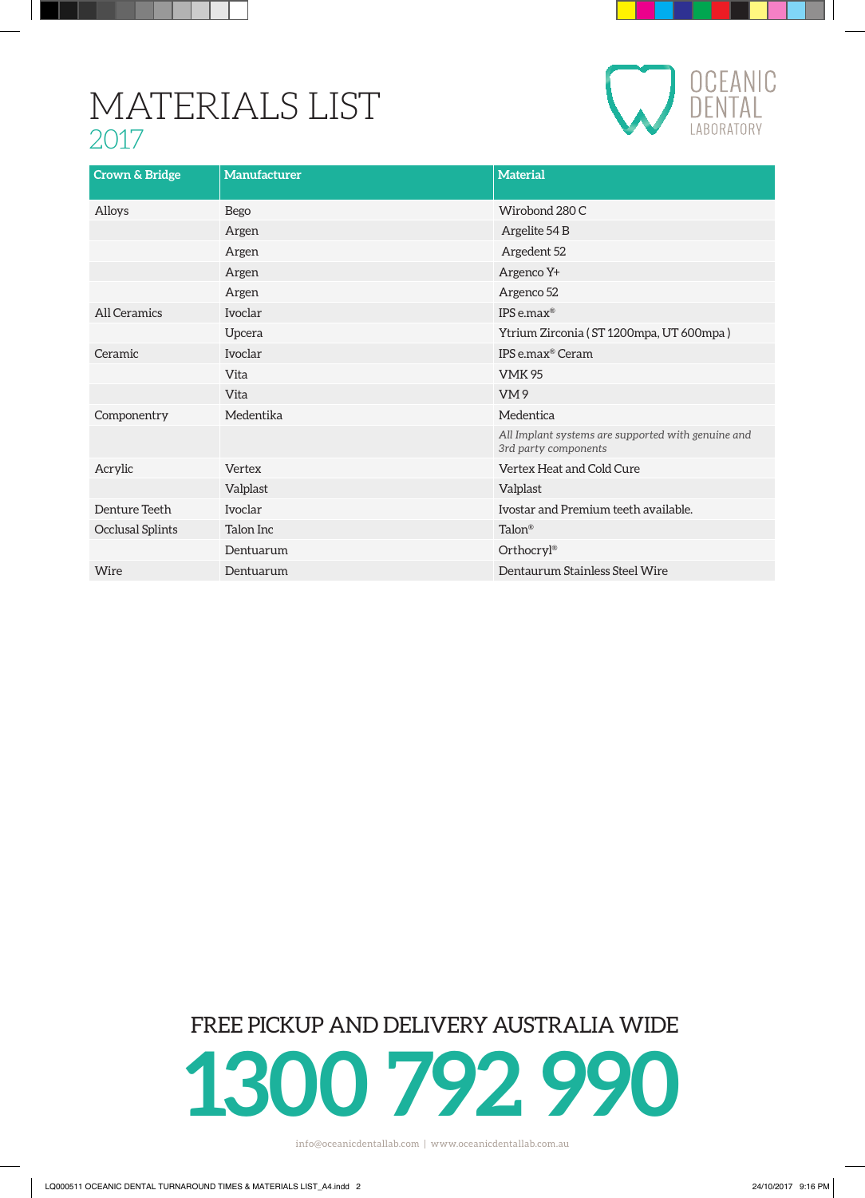# MATERIALS LIST

## 2017

OCEANIC DENTAL LABORATORY

| Crown & Bridge | Manufacturer | Material |
|---|---|---|
| Alloys | Bego | Wirobond 280 C |
| | Argen | Argelite 54 B |
| | Argen | Argedent 52 |
| | Argen | Argenco Y+ |
| | Argen | Argenco 52 |
| All Ceramics | Ivoclar | IPS e.max® |
| | Upcera | Ytrium Zirconia ( ST 1200mpa, UT 600mpa ) |
| Ceramic | Ivoclar | IPS e.max® Ceram |
| | Vita | VMK 95 |
| | Vita | VM 9 |
| Componentry | Medentika | Medentica |
| | | *All Implant systems are supported with genuine and 3rd party components* |
| Acrylic | Vertex | Vertex Heat and Cold Cure |
| | Valplast | Valplast |
| Denture Teeth | Ivoclar | Ivostar and Premium teeth available. |
| Occlusal Splints | Talon Inc | Talon® |
| | Dentuarum | Orthocryl® |
| Wire | Dentuarum | Dentaurum Stainless Steel Wire |

FREE PICKUP AND DELIVERY AUSTRALIA WIDE

# 1300 792 990

info@oceanicdentallab.com | www.oceanicdentallab.com.au